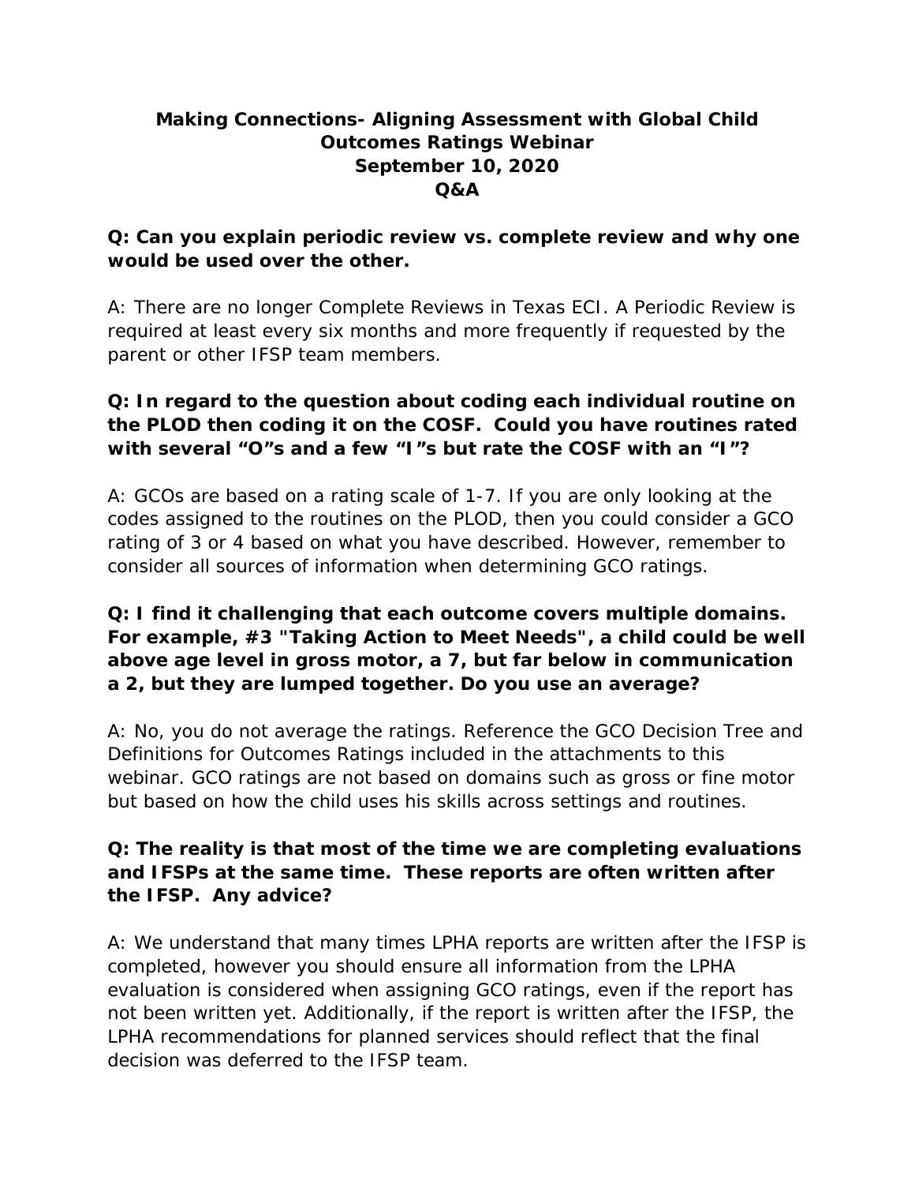# Making Connections- Aligning Assessment with Global Child Outcomes Ratings Webinar
## September 10, 2020
## Q&A

**Q: Can you explain periodic review vs. complete review and why one would be used over the other.**

A: There are no longer Complete Reviews in Texas ECI. A Periodic Review is required at least every six months and more frequently if requested by the parent or other IFSP team members.

**Q: In regard to the question about coding each individual routine on the PLOD then coding it on the COSF. Could you have routines rated with several "O"s and a few "I"s but rate the COSF with an "I"?**

A: GCOs are based on a rating scale of 1-7. If you are only looking at the codes assigned to the routines on the PLOD, then you could consider a GCO rating of 3 or 4 based on what you have described. However, remember to consider all sources of information when determining GCO ratings.

**Q: I find it challenging that each outcome covers multiple domains. For example, #3 "Taking Action to Meet Needs", a child could be well above age level in gross motor, a 7, but far below in communication a 2, but they are lumped together. Do you use an average?**

A: No, you do not average the ratings. Reference the GCO Decision Tree and Definitions for Outcomes Ratings included in the attachments to this webinar. GCO ratings are not based on domains such as gross or fine motor but based on how the child uses his skills across settings and routines.

**Q: The reality is that most of the time we are completing evaluations and IFSPs at the same time. These reports are often written after the IFSP. Any advice?**

A: We understand that many times LPHA reports are written after the IFSP is completed, however you should ensure all information from the LPHA evaluation is considered when assigning GCO ratings, even if the report has not been written yet. Additionally, if the report is written after the IFSP, the LPHA recommendations for planned services should reflect that the final decision was deferred to the IFSP team.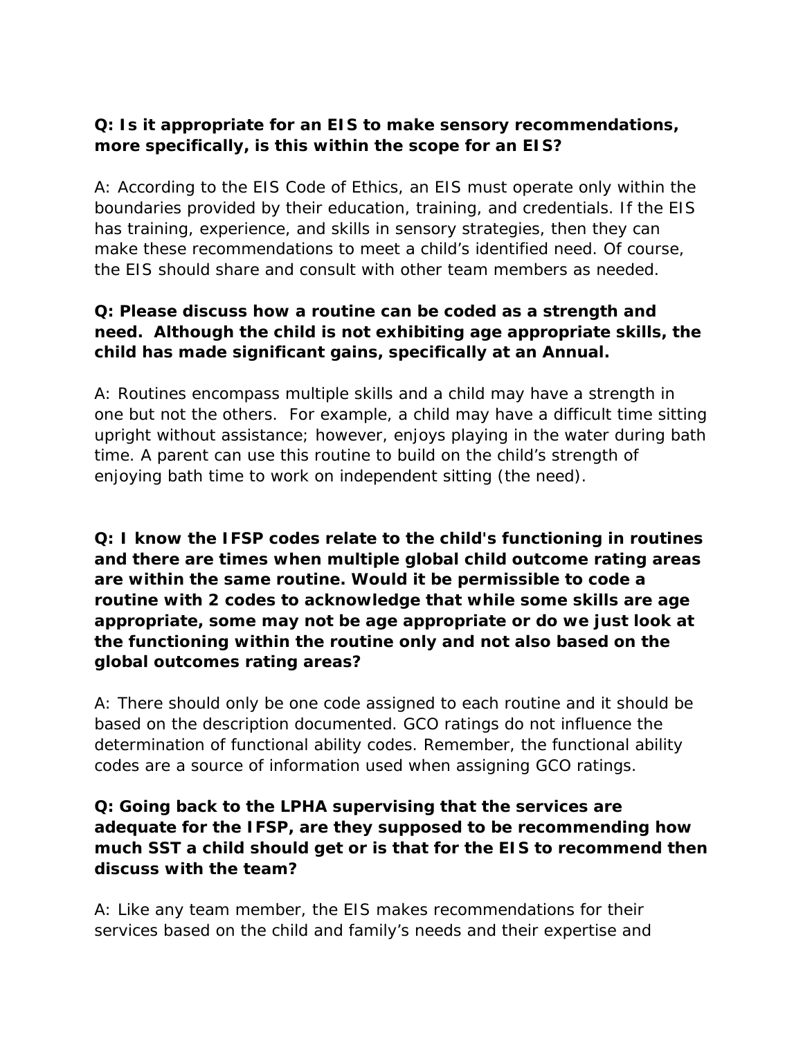**Q: Is it appropriate for an EIS to make sensory recommendations, more specifically, is this within the scope for an EIS?**

A: According to the EIS Code of Ethics, an EIS must operate only within the boundaries provided by their education, training, and credentials. If the EIS has training, experience, and skills in sensory strategies, then they can make these recommendations to meet a child's identified need. Of course, the EIS should share and consult with other team members as needed.

**Q: Please discuss how a routine can be coded as a strength and need. Although the child is not exhibiting age appropriate skills, the child has made significant gains, specifically at an Annual.**

A: Routines encompass multiple skills and a child may have a strength in one but not the others. For example, a child may have a difficult time sitting upright without assistance; however, enjoys playing in the water during bath time. A parent can use this routine to build on the child's strength of enjoying bath time to work on independent sitting (the need).

**Q: I know the IFSP codes relate to the child's functioning in routines and there are times when multiple global child outcome rating areas are within the same routine. Would it be permissible to code a routine with 2 codes to acknowledge that while some skills are age appropriate, some may not be age appropriate or do we just look at the functioning within the routine only and not also based on the global outcomes rating areas?**

A: There should only be one code assigned to each routine and it should be based on the description documented. GCO ratings do not influence the determination of functional ability codes. Remember, the functional ability codes are a source of information used when assigning GCO ratings.

**Q: Going back to the LPHA supervising that the services are adequate for the IFSP, are they supposed to be recommending how much SST a child should get or is that for the EIS to recommend then discuss with the team?**

A: Like any team member, the EIS makes recommendations for their services based on the child and family's needs and their expertise and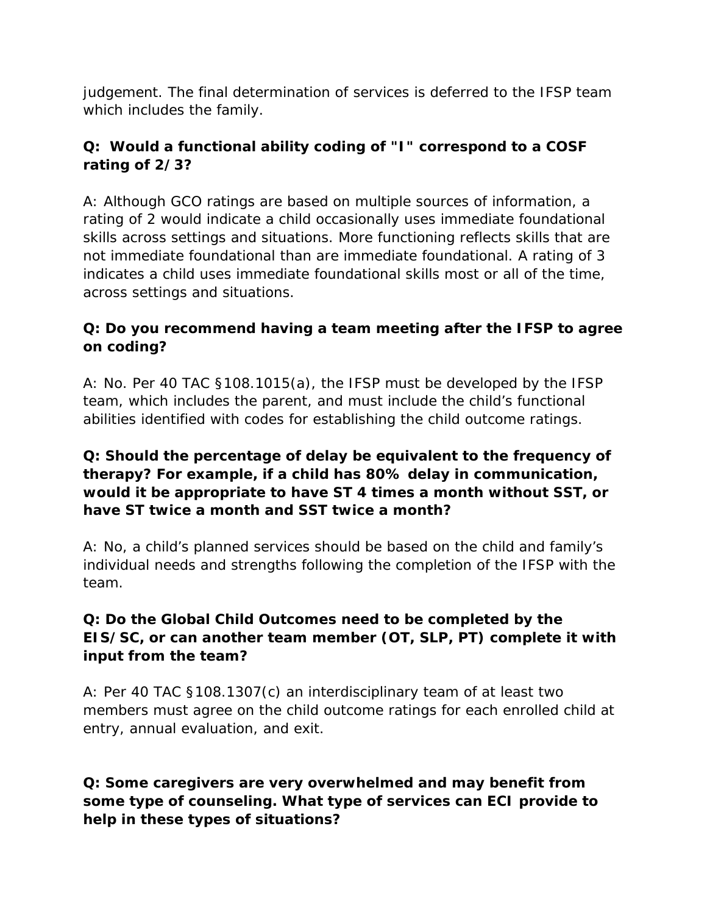judgement. The final determination of services is deferred to the IFSP team which includes the family.

**Q: Would a functional ability coding of "I" correspond to a COSF rating of 2/3?**

A: Although GCO ratings are based on multiple sources of information, a rating of 2 would indicate a child occasionally uses immediate foundational skills across settings and situations. More functioning reflects skills that are not immediate foundational than are immediate foundational. A rating of 3 indicates a child uses immediate foundational skills most or all of the time, across settings and situations.

**Q: Do you recommend having a team meeting after the IFSP to agree on coding?**

A: No. Per 40 TAC §108.1015(a), the IFSP must be developed by the IFSP team, which includes the parent, and must include the child's functional abilities identified with codes for establishing the child outcome ratings.

**Q: Should the percentage of delay be equivalent to the frequency of therapy? For example, if a child has 80% delay in communication, would it be appropriate to have ST 4 times a month without SST, or have ST twice a month and SST twice a month?**

A: No, a child's planned services should be based on the child and family's individual needs and strengths following the completion of the IFSP with the team.

**Q: Do the Global Child Outcomes need to be completed by the EIS/SC, or can another team member (OT, SLP, PT) complete it with input from the team?**

A: Per 40 TAC §108.1307(c) an interdisciplinary team of at least two members must agree on the child outcome ratings for each enrolled child at entry, annual evaluation, and exit.

**Q: Some caregivers are very overwhelmed and may benefit from some type of counseling. What type of services can ECI provide to help in these types of situations?**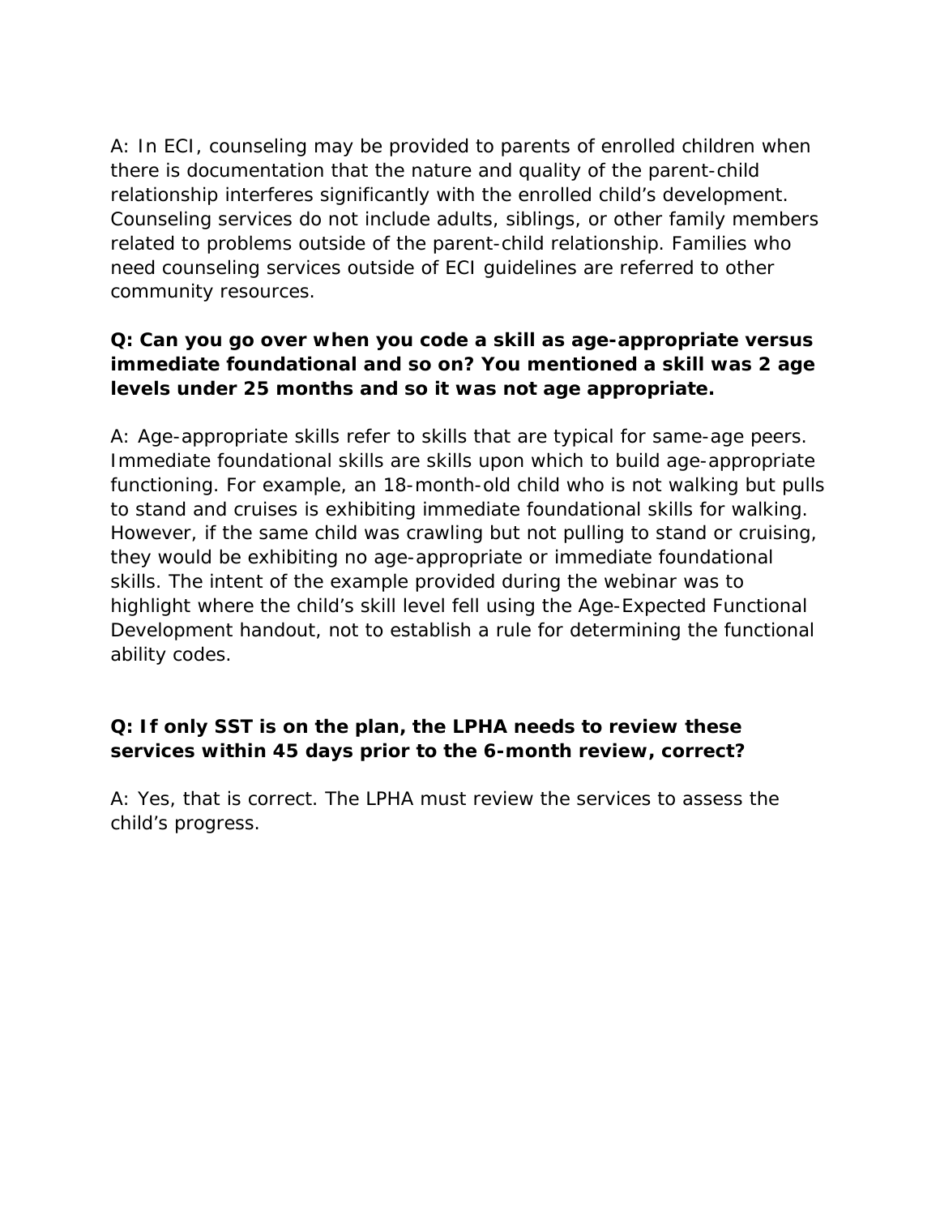A: In ECI, counseling may be provided to parents of enrolled children when there is documentation that the nature and quality of the parent-child relationship interferes significantly with the enrolled child's development. Counseling services do not include adults, siblings, or other family members related to problems outside of the parent-child relationship. Families who need counseling services outside of ECI guidelines are referred to other community resources.

**Q: Can you go over when you code a skill as age-appropriate versus immediate foundational and so on? You mentioned a skill was 2 age levels under 25 months and so it was not age appropriate.**

A: Age-appropriate skills refer to skills that are typical for same-age peers. Immediate foundational skills are skills upon which to build age-appropriate functioning. For example, an 18-month-old child who is not walking but pulls to stand and cruises is exhibiting immediate foundational skills for walking. However, if the same child was crawling but not pulling to stand or cruising, they would be exhibiting no age-appropriate or immediate foundational skills. The intent of the example provided during the webinar was to highlight where the child's skill level fell using the Age-Expected Functional Development handout, not to establish a rule for determining the functional ability codes.

**Q: If only SST is on the plan, the LPHA needs to review these services within 45 days prior to the 6-month review, correct?**

A: Yes, that is correct. The LPHA must review the services to assess the child's progress.